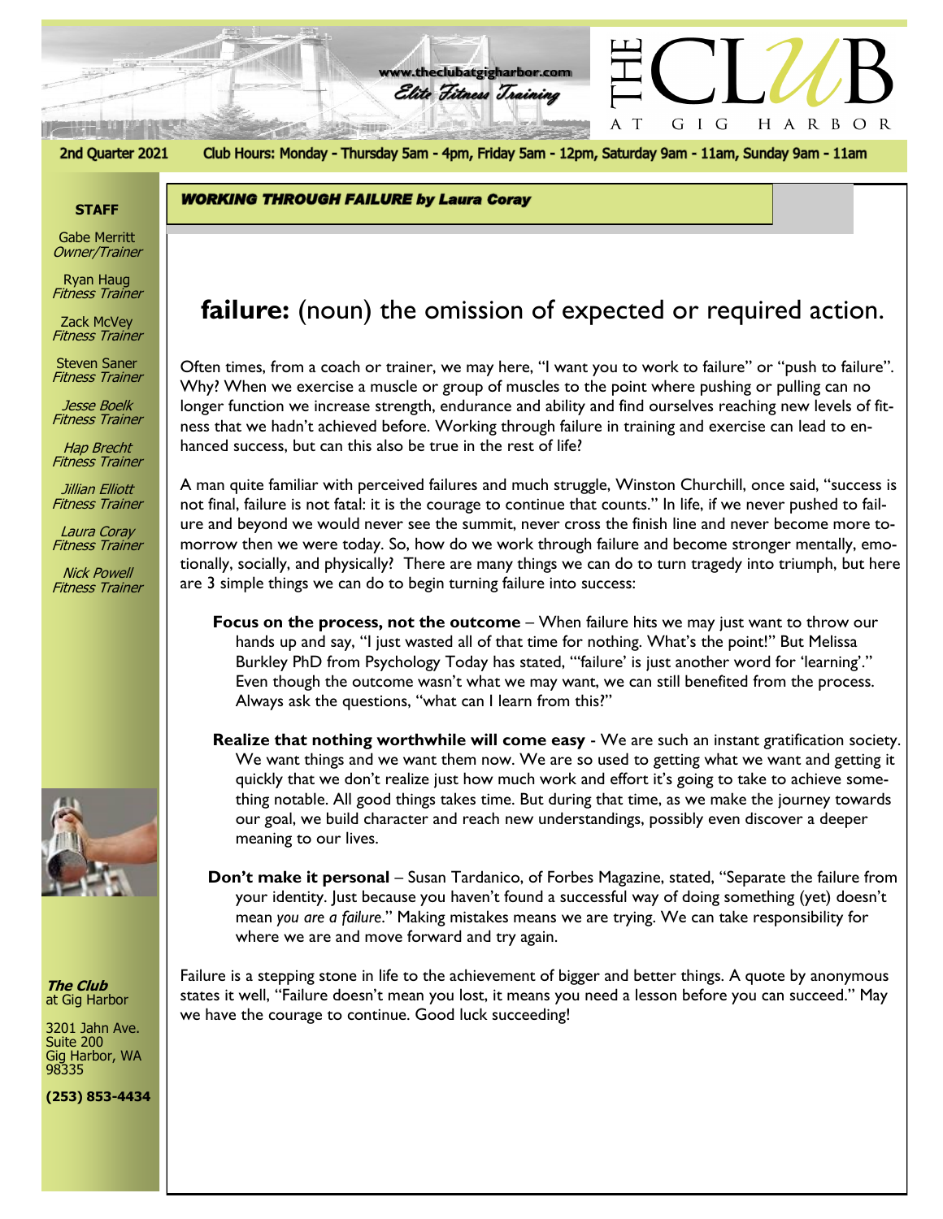# THE CLUB AT GIG HARBOR

www.theclubatgigharbor.com
Elite Fitness Training

2nd Quarter 2021

Club Hours: Monday - Thursday 5am - 4pm, Friday 5am - 12pm, Saturday 9am - 11am, Sunday 9am - 11am

**STAFF**

Gabe Merritt
*Owner/Trainer*

Ryan Haug
*Fitness Trainer*

Zack McVey
*Fitness Trainer*

Steven Saner
*Fitness Trainer*

Jesse Boelk
*Fitness Trainer*

Hap Brecht
*Fitness Trainer*

Jillian Elliott
*Fitness Trainer*

Laura Coray
*Fitness Trainer*

Nick Powell
*Fitness Trainer*

***The Club***
at Gig Harbor

3201 Jahn Ave.
Suite 200
Gig Harbor, WA
98335

**(253) 853-4434**

## *WORKING THROUGH FAILURE by Laura Coray*

### **failure:** (noun) the omission of expected or required action.

Often times, from a coach or trainer, we may here, "I want you to work to failure" or "push to failure". Why? When we exercise a muscle or group of muscles to the point where pushing or pulling can no longer function we increase strength, endurance and ability and find ourselves reaching new levels of fitness that we hadn't achieved before. Working through failure in training and exercise can lead to enhanced success, but can this also be true in the rest of life?

A man quite familiar with perceived failures and much struggle, Winston Churchill, once said, "success is not final, failure is not fatal: it is the courage to continue that counts." In life, if we never pushed to failure and beyond we would never see the summit, never cross the finish line and never become more tomorrow then we were today. So, how do we work through failure and become stronger mentally, emotionally, socially, and physically? There are many things we can do to turn tragedy into triumph, but here are 3 simple things we can do to begin turning failure into success:

**Focus on the process, not the outcome** – When failure hits we may just want to throw our hands up and say, "I just wasted all of that time for nothing. What's the point!" But Melissa Burkley PhD from Psychology Today has stated, "'failure' is just another word for 'learning'." Even though the outcome wasn't what we may want, we can still benefited from the process. Always ask the questions, "what can I learn from this?"

**Realize that nothing worthwhile will come easy** - We are such an instant gratification society. We want things and we want them now. We are so used to getting what we want and getting it quickly that we don't realize just how much work and effort it's going to take to achieve something notable. All good things takes time. But during that time, as we make the journey towards our goal, we build character and reach new understandings, possibly even discover a deeper meaning to our lives.

**Don't make it personal** – Susan Tardanico, of Forbes Magazine, stated, "Separate the failure from your identity. Just because you haven't found a successful way of doing something (yet) doesn't mean *you are a failure*." Making mistakes means we are trying. We can take responsibility for where we are and move forward and try again.

Failure is a stepping stone in life to the achievement of bigger and better things. A quote by anonymous states it well, "Failure doesn't mean you lost, it means you need a lesson before you can succeed." May we have the courage to continue. Good luck succeeding!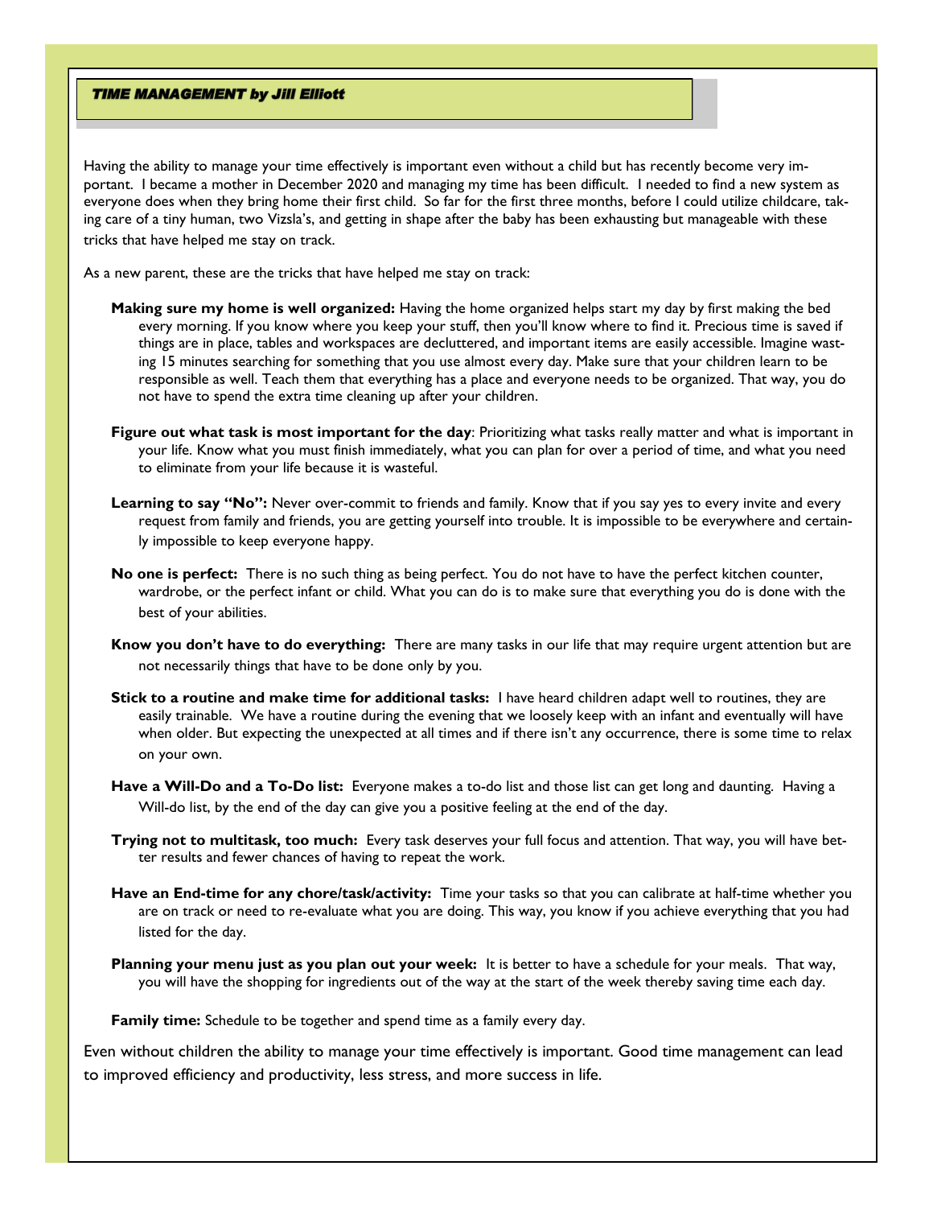## *TIME MANAGEMENT by Jill Elliott*

Having the ability to manage your time effectively is important even without a child but has recently become very important. I became a mother in December 2020 and managing my time has been difficult. I needed to find a new system as everyone does when they bring home their first child. So far for the first three months, before I could utilize childcare, taking care of a tiny human, two Vizsla's, and getting in shape after the baby has been exhausting but manageable with these tricks that have helped me stay on track.

As a new parent, these are the tricks that have helped me stay on track:

**Making sure my home is well organized:** Having the home organized helps start my day by first making the bed every morning. If you know where you keep your stuff, then you'll know where to find it. Precious time is saved if things are in place, tables and workspaces are decluttered, and important items are easily accessible. Imagine wasting 15 minutes searching for something that you use almost every day. Make sure that your children learn to be responsible as well. Teach them that everything has a place and everyone needs to be organized. That way, you do not have to spend the extra time cleaning up after your children.

**Figure out what task is most important for the day**: Prioritizing what tasks really matter and what is important in your life. Know what you must finish immediately, what you can plan for over a period of time, and what you need to eliminate from your life because it is wasteful.

**Learning to say "No":** Never over-commit to friends and family. Know that if you say yes to every invite and every request from family and friends, you are getting yourself into trouble. It is impossible to be everywhere and certainly impossible to keep everyone happy.

**No one is perfect:** There is no such thing as being perfect. You do not have to have the perfect kitchen counter, wardrobe, or the perfect infant or child. What you can do is to make sure that everything you do is done with the best of your abilities.

**Know you don't have to do everything:** There are many tasks in our life that may require urgent attention but are not necessarily things that have to be done only by you.

**Stick to a routine and make time for additional tasks:** I have heard children adapt well to routines, they are easily trainable. We have a routine during the evening that we loosely keep with an infant and eventually will have when older. But expecting the unexpected at all times and if there isn't any occurrence, there is some time to relax on your own.

**Have a Will-Do and a To-Do list:** Everyone makes a to-do list and those list can get long and daunting. Having a Will-do list, by the end of the day can give you a positive feeling at the end of the day.

**Trying not to multitask, too much:** Every task deserves your full focus and attention. That way, you will have better results and fewer chances of having to repeat the work.

**Have an End-time for any chore/task/activity:** Time your tasks so that you can calibrate at half-time whether you are on track or need to re-evaluate what you are doing. This way, you know if you achieve everything that you had listed for the day.

**Planning your menu just as you plan out your week:** It is better to have a schedule for your meals. That way, you will have the shopping for ingredients out of the way at the start of the week thereby saving time each day.

**Family time:** Schedule to be together and spend time as a family every day.

Even without children the ability to manage your time effectively is important. Good time management can lead to improved efficiency and productivity, less stress, and more success in life.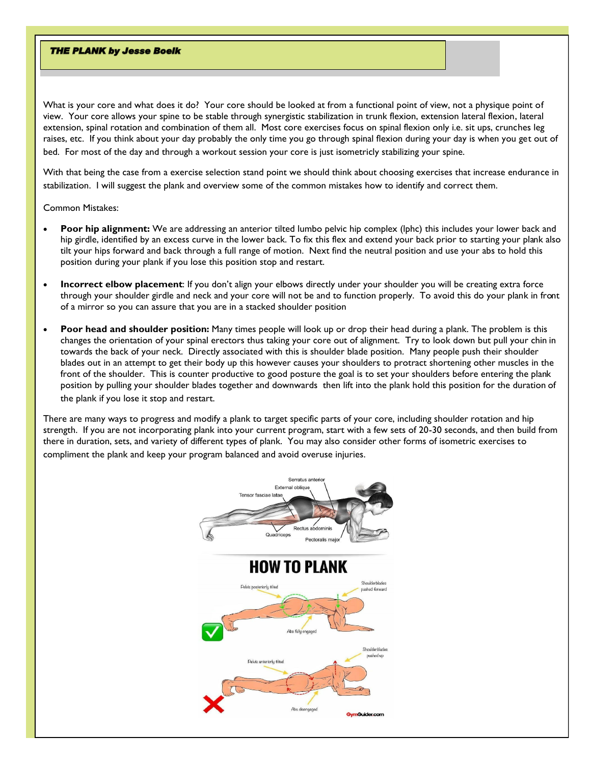**THE PLANK by Jesse Boelk**

What is your core and what does it do? Your core should be looked at from a functional point of view, not a physique point of view. Your core allows your spine to be stable through synergistic stabilization in trunk flexion, extension lateral flexion, lateral extension, spinal rotation and combination of them all. Most core exercises focus on spinal flexion only i.e. sit ups, crunches leg raises, etc. If you think about your day probably the only time you go through spinal flexion during your day is when you get out of bed. For most of the day and through a workout session your core is just isometricly stabilizing your spine.

With that being the case from a exercise selection stand point we should think about choosing exercises that increase endurance in stabilization. I will suggest the plank and overview some of the common mistakes how to identify and correct them.

Common Mistakes:

- **Poor hip alignment:** We are addressing an anterior tilted lumbo pelvic hip complex (lphc) this includes your lower back and hip girdle, identified by an excess curve in the lower back. To fix this flex and extend your back prior to starting your plank also tilt your hips forward and back through a full range of motion. Next find the neutral position and use your abs to hold this position during your plank if you lose this position stop and restart.

- **Incorrect elbow placement**: If you don't align your elbows directly under your shoulder you will be creating extra force through your shoulder girdle and neck and your core will not be and to function properly. To avoid this do your plank in front of a mirror so you can assure that you are in a stacked shoulder position

- **Poor head and shoulder position:** Many times people will look up or drop their head during a plank. The problem is this changes the orientation of your spinal erectors thus taking your core out of alignment. Try to look down but pull your chin in towards the back of your neck. Directly associated with this is shoulder blade position. Many people push their shoulder blades out in an attempt to get their body up this however causes your shoulders to protract shortening other muscles in the front of the shoulder. This is counter productive to good posture the goal is to set your shoulders before entering the plank position by pulling your shoulder blades together and downwards then lift into the plank hold this position for the duration of the plank if you lose it stop and restart.

There are many ways to progress and modify a plank to target specific parts of your core, including shoulder rotation and hip strength. If you are not incorporating plank into your current program, start with a few sets of 20-30 seconds, and then build from there in duration, sets, and variety of different types of plank. You may also consider other forms of isometric exercises to compliment the plank and keep your program balanced and avoid overuse injuries.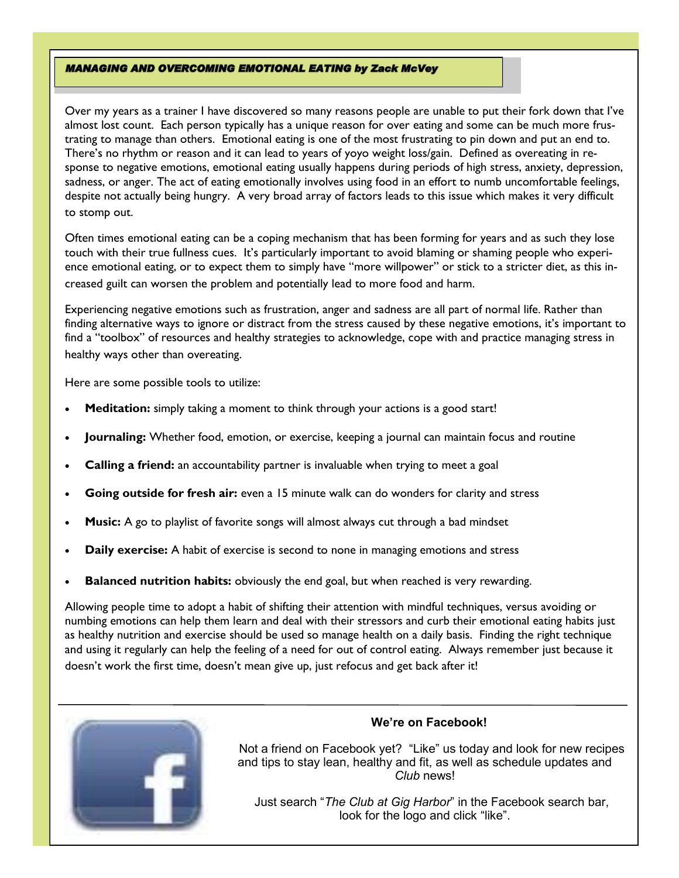## ***MANAGING AND OVERCOMING EMOTIONAL EATING by Zack McVey***

Over my years as a trainer I have discovered so many reasons people are unable to put their fork down that I've almost lost count. Each person typically has a unique reason for over eating and some can be much more frustrating to manage than others. Emotional eating is one of the most frustrating to pin down and put an end to. There's no rhythm or reason and it can lead to years of yoyo weight loss/gain. Defined as overeating in response to negative emotions, emotional eating usually happens during periods of high stress, anxiety, depression, sadness, or anger. The act of eating emotionally involves using food in an effort to numb uncomfortable feelings, despite not actually being hungry. A very broad array of factors leads to this issue which makes it very difficult to stomp out.

Often times emotional eating can be a coping mechanism that has been forming for years and as such they lose touch with their true fullness cues. It's particularly important to avoid blaming or shaming people who experience emotional eating, or to expect them to simply have "more willpower" or stick to a stricter diet, as this increased guilt can worsen the problem and potentially lead to more food and harm.

Experiencing negative emotions such as frustration, anger and sadness are all part of normal life. Rather than finding alternative ways to ignore or distract from the stress caused by these negative emotions, it's important to find a "toolbox" of resources and healthy strategies to acknowledge, cope with and practice managing stress in healthy ways other than overeating.

Here are some possible tools to utilize:

- **Meditation:** simply taking a moment to think through your actions is a good start!
- **Journaling:** Whether food, emotion, or exercise, keeping a journal can maintain focus and routine
- **Calling a friend:** an accountability partner is invaluable when trying to meet a goal
- **Going outside for fresh air:** even a 15 minute walk can do wonders for clarity and stress
- **Music:** A go to playlist of favorite songs will almost always cut through a bad mindset
- **Daily exercise:** A habit of exercise is second to none in managing emotions and stress
- **Balanced nutrition habits:** obviously the end goal, but when reached is very rewarding.

Allowing people time to adopt a habit of shifting their attention with mindful techniques, versus avoiding or numbing emotions can help them learn and deal with their stressors and curb their emotional eating habits just as healthy nutrition and exercise should be used so manage health on a daily basis. Finding the right technique and using it regularly can help the feeling of a need for out of control eating. Always remember just because it doesn't work the first time, doesn't mean give up, just refocus and get back after it!

---

**We're on Facebook!**

Not a friend on Facebook yet? "Like" us today and look for new recipes and tips to stay lean, healthy and fit, as well as schedule updates and *Club* news!

Just search "*The Club at Gig Harbor*" in the Facebook search bar, look for the logo and click "like".